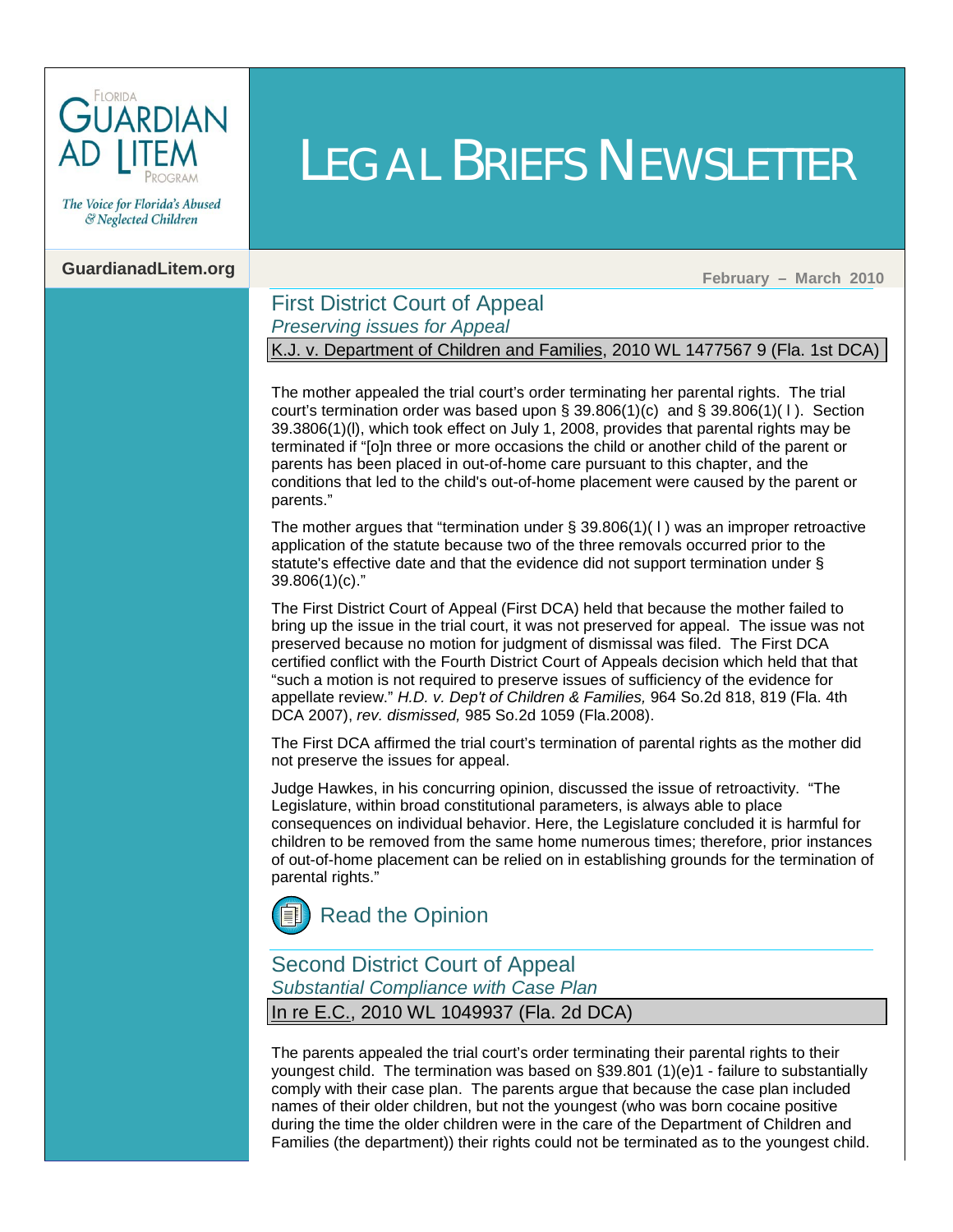FLORIDA GUARDIAN AD LITEM PROGRAM

The Voice for Florida's Abused & Neglected Children

GuardianadLitem.org

# LEGAL BRIEFS NEWSLETTER

February – March 2010

## First District Court of Appeal

*Preserving issues for Appeal*

K.J. v. Department of Children and Families, 2010 WL 1477567 9 (Fla. 1st DCA)

The mother appealed the trial court's order terminating her parental rights. The trial court's termination order was based upon § 39.806(1)(c) and § 39.806(1)( l ). Section 39.3806(1)(l), which took effect on July 1, 2008, provides that parental rights may be terminated if "[o]n three or more occasions the child or another child of the parent or parents has been placed in out-of-home care pursuant to this chapter, and the conditions that led to the child's out-of-home placement were caused by the parent or parents."

The mother argues that "termination under § 39.806(1)( l ) was an improper retroactive application of the statute because two of the three removals occurred prior to the statute's effective date and that the evidence did not support termination under § 39.806(1)(c)."

The First District Court of Appeal (First DCA) held that because the mother failed to bring up the issue in the trial court, it was not preserved for appeal. The issue was not preserved because no motion for judgment of dismissal was filed. The First DCA certified conflict with the Fourth District Court of Appeals decision which held that that "such a motion is not required to preserve issues of sufficiency of the evidence for appellate review." *H.D. v. Dep't of Children & Families,* 964 So.2d 818, 819 (Fla. 4th DCA 2007), *rev. dismissed,* 985 So.2d 1059 (Fla.2008).

The First DCA affirmed the trial court's termination of parental rights as the mother did not preserve the issues for appeal.

Judge Hawkes, in his concurring opinion, discussed the issue of retroactivity. "The Legislature, within broad constitutional parameters, is always able to place consequences on individual behavior. Here, the Legislature concluded it is harmful for children to be removed from the same home numerous times; therefore, prior instances of out-of-home placement can be relied on in establishing grounds for the termination of parental rights."

Read the Opinion

## Second District Court of Appeal

*Substantial Compliance with Case Plan*

In re E.C., 2010 WL 1049937 (Fla. 2d DCA)

The parents appealed the trial court's order terminating their parental rights to their youngest child. The termination was based on §39.801 (1)(e)1 - failure to substantially comply with their case plan. The parents argue that because the case plan included names of their older children, but not the youngest (who was born cocaine positive during the time the older children were in the care of the Department of Children and Families (the department)) their rights could not be terminated as to the youngest child.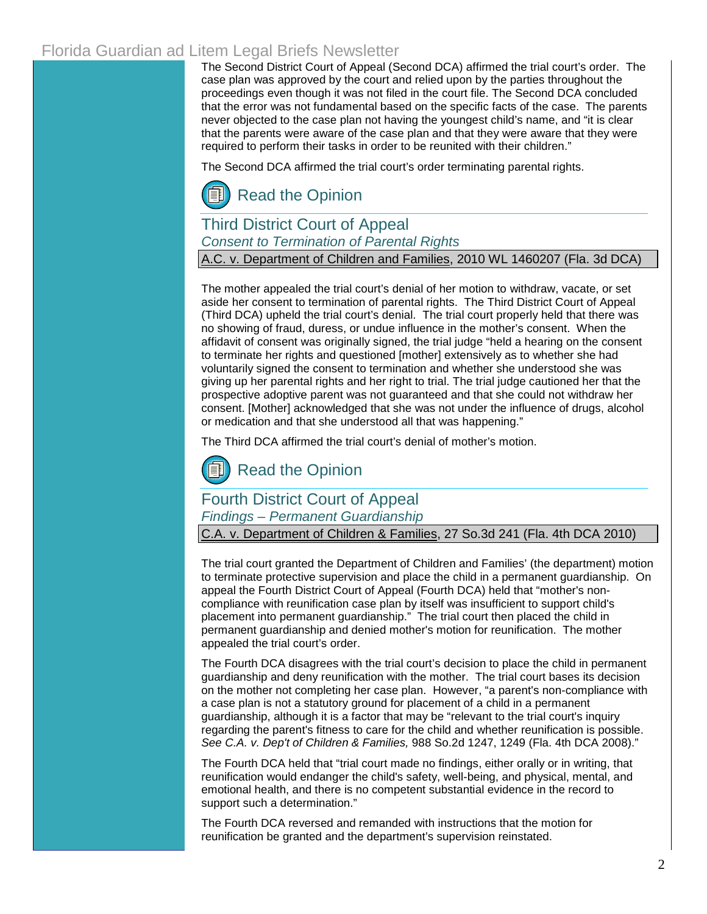The Second District Court of Appeal (Second DCA) affirmed the trial court's order. The case plan was approved by the court and relied upon by the parties throughout the proceedings even though it was not filed in the court file. The Second DCA concluded that the error was not fundamental based on the specific facts of the case. The parents never objected to the case plan not having the youngest child's name, and "it is clear that the parents were aware of the case plan and that they were aware that they were required to perform their tasks in order to be reunited with their children."

The Second DCA affirmed the trial court's order terminating parental rights.

Read the Opinion

## Third District Court of Appeal

*Consent to Termination of Parental Rights*

A.C. v. Department of Children and Families, 2010 WL 1460207 (Fla. 3d DCA)

The mother appealed the trial court's denial of her motion to withdraw, vacate, or set aside her consent to termination of parental rights. The Third District Court of Appeal (Third DCA) upheld the trial court's denial. The trial court properly held that there was no showing of fraud, duress, or undue influence in the mother's consent. When the affidavit of consent was originally signed, the trial judge "held a hearing on the consent to terminate her rights and questioned [mother] extensively as to whether she had voluntarily signed the consent to termination and whether she understood she was giving up her parental rights and her right to trial. The trial judge cautioned her that the prospective adoptive parent was not guaranteed and that she could not withdraw her consent. [Mother] acknowledged that she was not under the influence of drugs, alcohol or medication and that she understood all that was happening."

The Third DCA affirmed the trial court's denial of mother's motion.

Read the Opinion

## Fourth District Court of Appeal

*Findings – Permanent Guardianship*

C.A. v. Department of Children & Families, 27 So.3d 241 (Fla. 4th DCA 2010)

The trial court granted the Department of Children and Families' (the department) motion to terminate protective supervision and place the child in a permanent guardianship. On appeal the Fourth District Court of Appeal (Fourth DCA) held that "mother's non-compliance with reunification case plan by itself was insufficient to support child's placement into permanent guardianship." The trial court then placed the child in permanent guardianship and denied mother's motion for reunification. The mother appealed the trial court's order.

The Fourth DCA disagrees with the trial court's decision to place the child in permanent guardianship and deny reunification with the mother. The trial court bases its decision on the mother not completing her case plan. However, "a parent's non-compliance with a case plan is not a statutory ground for placement of a child in a permanent guardianship, although it is a factor that may be "relevant to the trial court's inquiry regarding the parent's fitness to care for the child and whether reunification is possible. *See C.A. v. Dep't of Children & Families,* 988 So.2d 1247, 1249 (Fla. 4th DCA 2008)."

The Fourth DCA held that "trial court made no findings, either orally or in writing, that reunification would endanger the child's safety, well-being, and physical, mental, and emotional health, and there is no competent substantial evidence in the record to support such a determination."

The Fourth DCA reversed and remanded with instructions that the motion for reunification be granted and the department's supervision reinstated.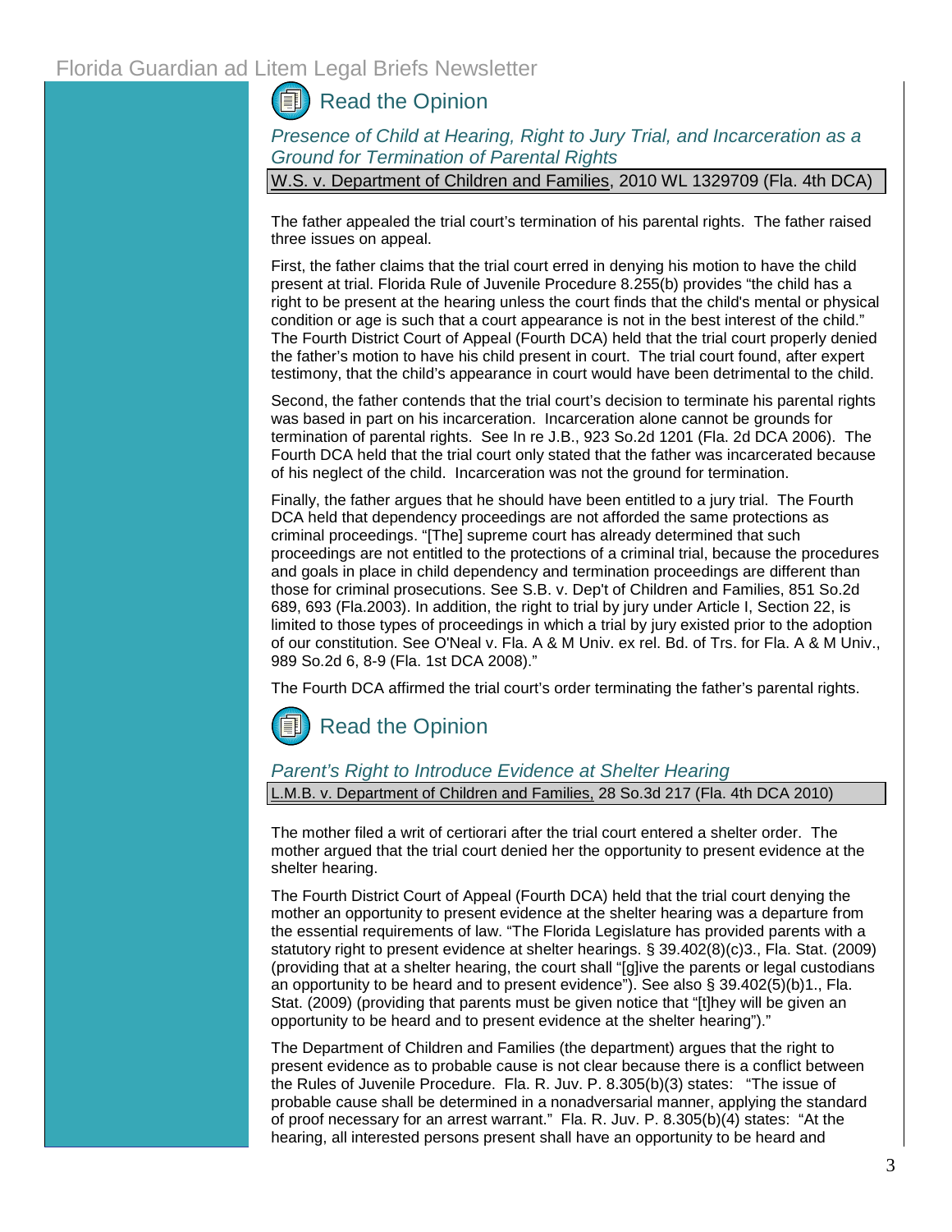## Read the Opinion

*Presence of Child at Hearing, Right to Jury Trial, and Incarceration as a Ground for Termination of Parental Rights*

W.S. v. Department of Children and Families, 2010 WL 1329709 (Fla. 4th DCA)

The father appealed the trial court's termination of his parental rights. The father raised three issues on appeal.

First, the father claims that the trial court erred in denying his motion to have the child present at trial. Florida Rule of Juvenile Procedure 8.255(b) provides "the child has a right to be present at the hearing unless the court finds that the child's mental or physical condition or age is such that a court appearance is not in the best interest of the child." The Fourth District Court of Appeal (Fourth DCA) held that the trial court properly denied the father's motion to have his child present in court. The trial court found, after expert testimony, that the child's appearance in court would have been detrimental to the child.

Second, the father contends that the trial court's decision to terminate his parental rights was based in part on his incarceration. Incarceration alone cannot be grounds for termination of parental rights. See In re J.B., 923 So.2d 1201 (Fla. 2d DCA 2006). The Fourth DCA held that the trial court only stated that the father was incarcerated because of his neglect of the child. Incarceration was not the ground for termination.

Finally, the father argues that he should have been entitled to a jury trial. The Fourth DCA held that dependency proceedings are not afforded the same protections as criminal proceedings. "[The] supreme court has already determined that such proceedings are not entitled to the protections of a criminal trial, because the procedures and goals in place in child dependency and termination proceedings are different than those for criminal prosecutions. See S.B. v. Dep't of Children and Families, 851 So.2d 689, 693 (Fla.2003). In addition, the right to trial by jury under Article I, Section 22, is limited to those types of proceedings in which a trial by jury existed prior to the adoption of our constitution. See O'Neal v. Fla. A & M Univ. ex rel. Bd. of Trs. for Fla. A & M Univ., 989 So.2d 6, 8-9 (Fla. 1st DCA 2008)."

The Fourth DCA affirmed the trial court's order terminating the father's parental rights.

## Read the Opinion

*Parent's Right to Introduce Evidence at Shelter Hearing*

L.M.B. v. Department of Children and Families, 28 So.3d 217 (Fla. 4th DCA 2010)

The mother filed a writ of certiorari after the trial court entered a shelter order. The mother argued that the trial court denied her the opportunity to present evidence at the shelter hearing.

The Fourth District Court of Appeal (Fourth DCA) held that the trial court denying the mother an opportunity to present evidence at the shelter hearing was a departure from the essential requirements of law. "The Florida Legislature has provided parents with a statutory right to present evidence at shelter hearings. § 39.402(8)(c)3., Fla. Stat. (2009) (providing that at a shelter hearing, the court shall "[g]ive the parents or legal custodians an opportunity to be heard and to present evidence"). See also § 39.402(5)(b)1., Fla. Stat. (2009) (providing that parents must be given notice that "[t]hey will be given an opportunity to be heard and to present evidence at the shelter hearing")."

The Department of Children and Families (the department) argues that the right to present evidence as to probable cause is not clear because there is a conflict between the Rules of Juvenile Procedure. Fla. R. Juv. P. 8.305(b)(3) states: "The issue of probable cause shall be determined in a nonadversarial manner, applying the standard of proof necessary for an arrest warrant." Fla. R. Juv. P. 8.305(b)(4) states: "At the hearing, all interested persons present shall have an opportunity to be heard and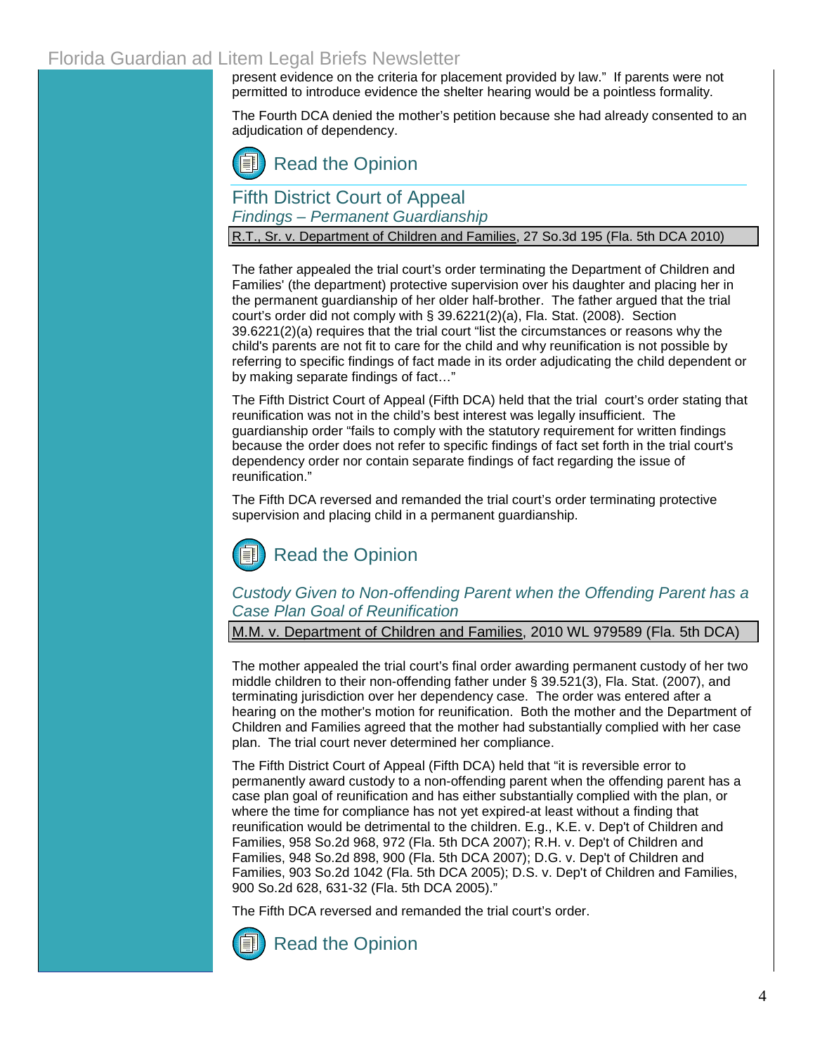present evidence on the criteria for placement provided by law." If parents were not permitted to introduce evidence the shelter hearing would be a pointless formality.

The Fourth DCA denied the mother's petition because she had already consented to an adjudication of dependency.

Read the Opinion

## Fifth District Court of Appeal

### *Findings – Permanent Guardianship*

R.T., Sr. v. Department of Children and Families, 27 So.3d 195 (Fla. 5th DCA 2010)

The father appealed the trial court's order terminating the Department of Children and Families' (the department) protective supervision over his daughter and placing her in the permanent guardianship of her older half-brother. The father argued that the trial court's order did not comply with § 39.6221(2)(a), Fla. Stat. (2008). Section 39.6221(2)(a) requires that the trial court "list the circumstances or reasons why the child's parents are not fit to care for the child and why reunification is not possible by referring to specific findings of fact made in its order adjudicating the child dependent or by making separate findings of fact…"

The Fifth District Court of Appeal (Fifth DCA) held that the trial court's order stating that reunification was not in the child's best interest was legally insufficient. The guardianship order "fails to comply with the statutory requirement for written findings because the order does not refer to specific findings of fact set forth in the trial court's dependency order nor contain separate findings of fact regarding the issue of reunification."

The Fifth DCA reversed and remanded the trial court's order terminating protective supervision and placing child in a permanent guardianship.

Read the Opinion

### *Custody Given to Non-offending Parent when the Offending Parent has a Case Plan Goal of Reunification*

M.M. v. Department of Children and Families, 2010 WL 979589 (Fla. 5th DCA)

The mother appealed the trial court's final order awarding permanent custody of her two middle children to their non-offending father under § 39.521(3), Fla. Stat. (2007), and terminating jurisdiction over her dependency case. The order was entered after a hearing on the mother's motion for reunification. Both the mother and the Department of Children and Families agreed that the mother had substantially complied with her case plan. The trial court never determined her compliance.

The Fifth District Court of Appeal (Fifth DCA) held that "it is reversible error to permanently award custody to a non-offending parent when the offending parent has a case plan goal of reunification and has either substantially complied with the plan, or where the time for compliance has not yet expired-at least without a finding that reunification would be detrimental to the children. E.g., K.E. v. Dep't of Children and Families, 958 So.2d 968, 972 (Fla. 5th DCA 2007); R.H. v. Dep't of Children and Families, 948 So.2d 898, 900 (Fla. 5th DCA 2007); D.G. v. Dep't of Children and Families, 903 So.2d 1042 (Fla. 5th DCA 2005); D.S. v. Dep't of Children and Families, 900 So.2d 628, 631-32 (Fla. 5th DCA 2005)."

The Fifth DCA reversed and remanded the trial court's order.

Read the Opinion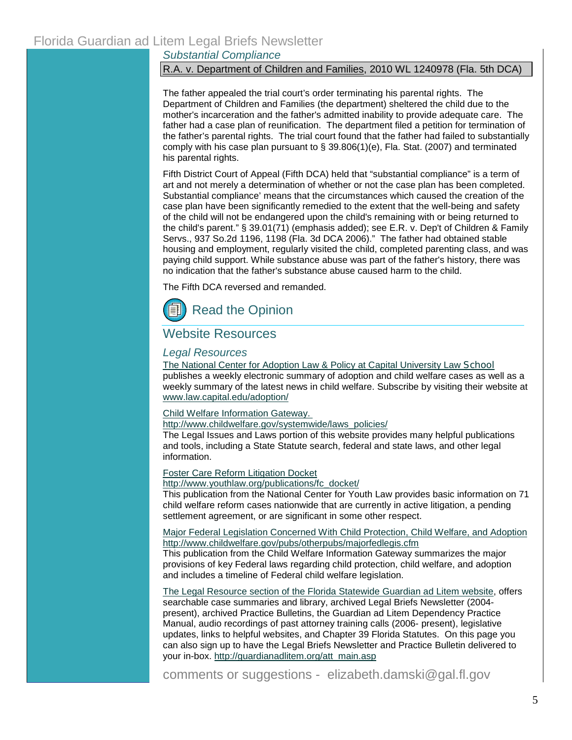### *Substantial Compliance*

R.A. v. Department of Children and Families, 2010 WL 1240978 (Fla. 5th DCA)

The father appealed the trial court's order terminating his parental rights. The Department of Children and Families (the department) sheltered the child due to the mother's incarceration and the father's admitted inability to provide adequate care. The father had a case plan of reunification. The department filed a petition for termination of the father's parental rights. The trial court found that the father had failed to substantially comply with his case plan pursuant to § 39.806(1)(e), Fla. Stat. (2007) and terminated his parental rights.

Fifth District Court of Appeal (Fifth DCA) held that "substantial compliance" is a term of art and not merely a determination of whether or not the case plan has been completed. Substantial compliance' means that the circumstances which caused the creation of the case plan have been significantly remedied to the extent that the well-being and safety of the child will not be endangered upon the child's remaining with or being returned to the child's parent." § 39.01(71) (emphasis added); see E.R. v. Dep't of Children & Family Servs., 937 So.2d 1196, 1198 (Fla. 3d DCA 2006)." The father had obtained stable housing and employment, regularly visited the child, completed parenting class, and was paying child support. While substance abuse was part of the father's history, there was no indication that the father's substance abuse caused harm to the child.

The Fifth DCA reversed and remanded.

Read the Opinion

## Website Resources

### *Legal Resources*

The National Center for Adoption Law & Policy at Capital University Law School publishes a weekly electronic summary of adoption and child welfare cases as well as a weekly summary of the latest news in child welfare. Subscribe by visiting their website at www.law.capital.edu/adoption/

Child Welfare Information Gateway.
http://www.childwelfare.gov/systemwide/laws_policies/
The Legal Issues and Laws portion of this website provides many helpful publications and tools, including a State Statute search, federal and state laws, and other legal information.

Foster Care Reform Litigation Docket
http://www.youthlaw.org/publications/fc_docket/
This publication from the National Center for Youth Law provides basic information on 71 child welfare reform cases nationwide that are currently in active litigation, a pending settlement agreement, or are significant in some other respect.

Major Federal Legislation Concerned With Child Protection, Child Welfare, and Adoption
http://www.childwelfare.gov/pubs/otherpubs/majorfedlegis.cfm
This publication from the Child Welfare Information Gateway summarizes the major provisions of key Federal laws regarding child protection, child welfare, and adoption and includes a timeline of Federal child welfare legislation.

The Legal Resource section of the Florida Statewide Guardian ad Litem website, offers searchable case summaries and library, archived Legal Briefs Newsletter (2004-present), archived Practice Bulletins, the Guardian ad Litem Dependency Practice Manual, audio recordings of past attorney training calls (2006- present), legislative updates, links to helpful websites, and Chapter 39 Florida Statutes. On this page you can also sign up to have the Legal Briefs Newsletter and Practice Bulletin delivered to your in-box. http://guardianadlitem.org/att_main.asp

comments or suggestions - elizabeth.damski@gal.fl.gov